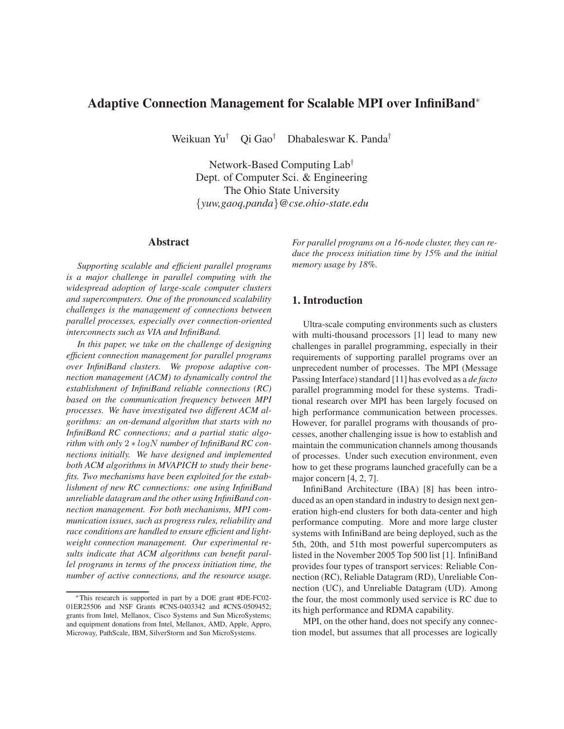# Adaptive Connection Management for Scalable MPI over InfiniBand*

Weikuan Yu[†] Qi Gao[†] Dhabaleswar K. Panda[†]

Network-Based Computing Lab[†]
Dept. of Computer Sci. & Engineering
The Ohio State University
{*yuw,gaoq,panda*}*@cse.ohio-state.edu*

## Abstract

*Supporting scalable and efficient parallel programs is a major challenge in parallel computing with the widespread adoption of large-scale computer clusters and supercomputers. One of the pronounced scalability challenges is the management of connections between parallel processes, especially over connection-oriented interconnects such as VIA and InfiniBand.*

*In this paper, we take on the challenge of designing efficient connection management for parallel programs over InfiniBand clusters. We propose adaptive connection management (ACM) to dynamically control the establishment of InfiniBand reliable connections (RC) based on the communication frequency between MPI processes. We have investigated two different ACM algorithms: an on-demand algorithm that starts with no InfiniBand RC connections; and a partial static algorithm with only $2 * logN$ number of InfiniBand RC connections initially. We have designed and implemented both ACM algorithms in MVAPICH to study their benefits. Two mechanisms have been exploited for the establishment of new RC connections: one using InfiniBand unreliable datagram and the other using InfiniBand connection management. For both mechanisms, MPI communication issues, such as progress rules, reliability and race conditions are handled to ensure efficient and lightweight connection management. Our experimental results indicate that ACM algorithms can benefit parallel programs in terms of the process initiation time, the number of active connections, and the resource usage. For parallel programs on a 16-node cluster, they can reduce the process initiation time by 15% and the initial memory usage by 18%.*

## 1. Introduction

Ultra-scale computing environments such as clusters with multi-thousand processors [1] lead to many new challenges in parallel programming, especially in their requirements of supporting parallel programs over an unprecedent number of processes. The MPI (Message Passing Interface) standard [11] has evolved as a *de facto* parallel programming model for these systems. Traditional research over MPI has been largely focused on high performance communication between processes. However, for parallel programs with thousands of processes, another challenging issue is how to establish and maintain the communication channels among thousands of processes. Under such execution environment, even how to get these programs launched gracefully can be a major concern [4, 2, 7].

InfiniBand Architecture (IBA) [8] has been introduced as an open standard in industry to design next generation high-end clusters for both data-center and high performance computing. More and more large cluster systems with InfiniBand are being deployed, such as the 5th, 20th, and 51th most powerful supercomputers as listed in the November 2005 Top 500 list [1]. InfiniBand provides four types of transport services: Reliable Connection (RC), Reliable Datagram (RD), Unreliable Connection (UC), and Unreliable Datagram (UD). Among the four, the most commonly used service is RC due to its high performance and RDMA capability.

MPI, on the other hand, does not specify any connection model, but assumes that all processes are logically

*This research is supported in part by a DOE grant #DE-FC02-01ER25506 and NSF Grants #CNS-0403342 and #CNS-0509452; grants from Intel, Mellanox, Cisco Systems and Sun MicroSystems; and equipment donations from Intel, Mellanox, AMD, Apple, Appro, Microway, PathScale, IBM, SilverStorm and Sun MicroSystems.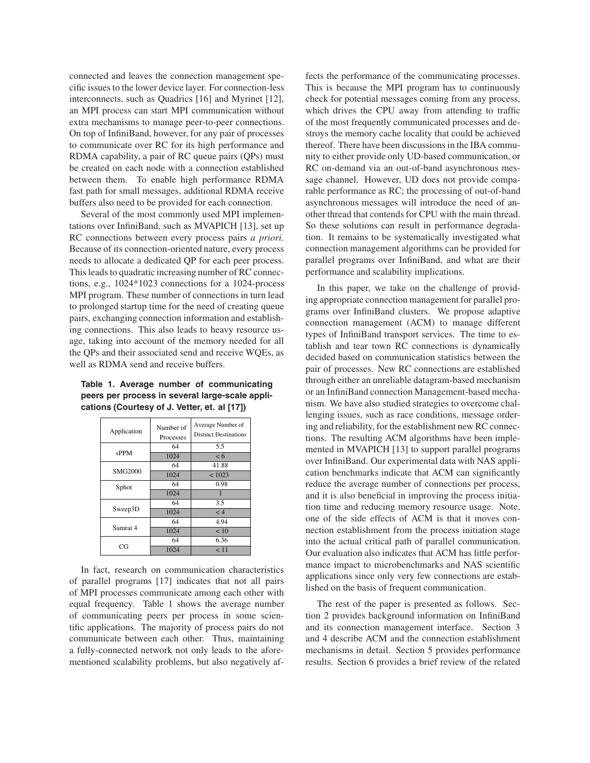connected and leaves the connection management specific issues to the lower device layer. For connection-less interconnects, such as Quadrics [16] and Myrinet [12], an MPI process can start MPI communication without extra mechanisms to manage peer-to-peer connections. On top of InfiniBand, however, for any pair of processes to communicate over RC for its high performance and RDMA capability, a pair of RC queue pairs (QPs) must be created on each node with a connection established between them. To enable high performance RDMA fast path for small messages, additional RDMA receive buffers also need to be provided for each connection.

Several of the most commonly used MPI implementations over InfiniBand, such as MVAPICH [13], set up RC connections between every process pairs *a priori*. Because of its connection-oriented nature, every process needs to allocate a dedicated QP for each peer process. This leads to quadratic increasing number of RC connections, e.g., 1024*1023 connections for a 1024-process MPI program. These number of connections in turn lead to prolonged startup time for the need of creating queue pairs, exchanging connection information and establishing connections. This also leads to heavy resource usage, taking into account of the memory needed for all the QPs and their associated send and receive WQEs, as well as RDMA send and receive buffers.

**Table 1. Average number of communicating peers per process in several large-scale applications (Courtesy of J. Vetter, et. al [17])**

| Application | Number of Processes | Average Number of Distinct Destinations |
|---|---|---|
| sPPM | 64 | 5.5 |
| | 1024 | < 6 |
| SMG2000 | 64 | 41.88 |
| | 1024 | < 1023 |
| Sphot | 64 | 0.98 |
| | 1024 | 1 |
| Sweep3D | 64 | 3.5 |
| | 1024 | < 4 |
| Samrai 4 | 64 | 4.94 |
| | 1024 | < 10 |
| CG | 64 | 6.36 |
| | 1024 | < 11 |

In fact, research on communication characteristics of parallel programs [17] indicates that not all pairs of MPI processes communicate among each other with equal frequency. Table 1 shows the average number of communicating peers per process in some scientific applications. The majority of process pairs do not communicate between each other. Thus, maintaining a fully-connected network not only leads to the aforementioned scalability problems, but also negatively affects the performance of the communicating processes. This is because the MPI program has to continuously check for potential messages coming from any process, which drives the CPU away from attending to traffic of the most frequently communicated processes and destroys the memory cache locality that could be achieved thereof. There have been discussions in the IBA community to either provide only UD-based communication, or RC on-demand via an out-of-band asynchronous message channel. However, UD does not provide comparable performance as RC; the processing of out-of-band asynchronous messages will introduce the need of another thread that contends for CPU with the main thread. So these solutions can result in performance degradation. It remains to be systematically investigated what connection management algorithms can be provided for parallel programs over InfiniBand, and what are their performance and scalability implications.

In this paper, we take on the challenge of providing appropriate connection management for parallel programs over InfiniBand clusters. We propose adaptive connection management (ACM) to manage different types of InfiniBand transport services. The time to establish and tear town RC connections is dynamically decided based on communication statistics between the pair of processes. New RC connections are established through either an unreliable datagram-based mechanism or an InfiniBand connection Management-based mechanism. We have also studied strategies to overcome challenging issues, such as race conditions, message ordering and reliability, for the establishment new RC connections. The resulting ACM algorithms have been implemented in MVAPICH [13] to support parallel programs over InfiniBand. Our experimental data with NAS application benchmarks indicate that ACM can significantly reduce the average number of connections per process, and it is also beneficial in improving the process initiation time and reducing memory resource usage. Note, one of the side effects of ACM is that it moves connection establishment from the process initiation stage into the actual critical path of parallel communication. Our evaluation also indicates that ACM has little performance impact to microbenchmarks and NAS scientific applications since only very few connections are established on the basis of frequent communication.

The rest of the paper is presented as follows. Section 2 provides background information on InfiniBand and its connection management interface. Section 3 and 4 describe ACM and the connection establishment mechanisms in detail. Section 5 provides performance results. Section 6 provides a brief review of the related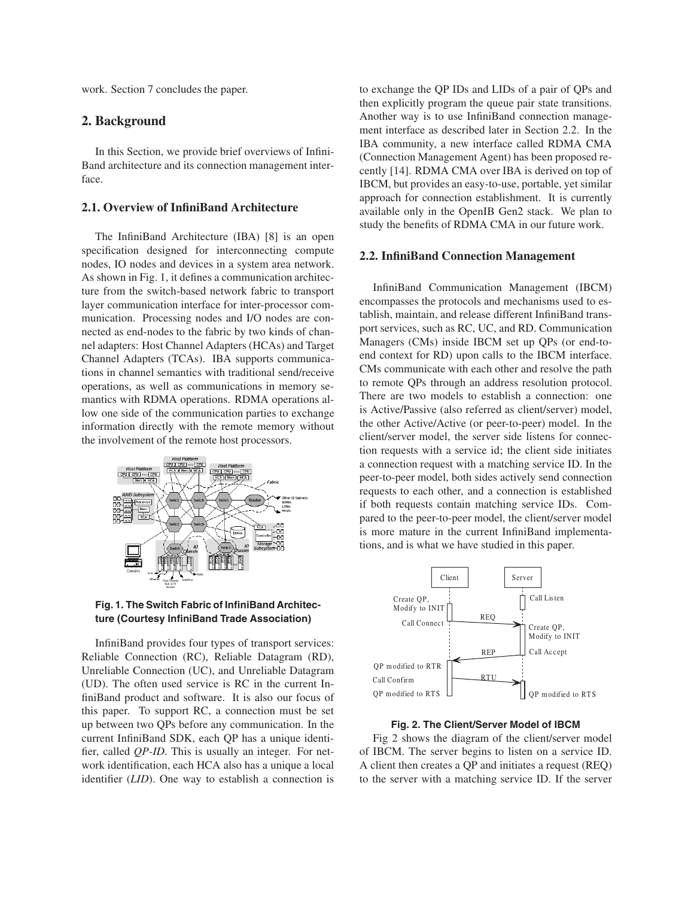work. Section 7 concludes the paper.

## 2. Background

In this Section, we provide brief overviews of InfiniBand architecture and its connection management interface.

### 2.1. Overview of InfiniBand Architecture

The InfiniBand Architecture (IBA) [8] is an open specification designed for interconnecting compute nodes, IO nodes and devices in a system area network. As shown in Fig. 1, it defines a communication architecture from the switch-based network fabric to transport layer communication interface for inter-processor communication. Processing nodes and I/O nodes are connected as end-nodes to the fabric by two kinds of channel adapters: Host Channel Adapters (HCAs) and Target Channel Adapters (TCAs). IBA supports communications in channel semantics with traditional send/receive operations, as well as communications in memory semantics with RDMA operations. RDMA operations allow one side of the communication parties to exchange information directly with the remote memory without the involvement of the remote host processors.

**Fig. 1. The Switch Fabric of InfiniBand Architecture (Courtesy InfiniBand Trade Association)**

InfiniBand provides four types of transport services: Reliable Connection (RC), Reliable Datagram (RD), Unreliable Connection (UC), and Unreliable Datagram (UD). The often used service is RC in the current InfiniBand product and software. It is also our focus of this paper. To support RC, a connection must be set up between two QPs before any communication. In the current InfiniBand SDK, each QP has a unique identifier, called *QP-ID*. This is usually an integer. For network identification, each HCA also has a unique a local identifier (*LID*). One way to establish a connection is to exchange the QP IDs and LIDs of a pair of QPs and then explicitly program the queue pair state transitions. Another way is to use InfiniBand connection management interface as described later in Section 2.2. In the IBA community, a new interface called RDMA CMA (Connection Management Agent) has been proposed recently [14]. RDMA CMA over IBA is derived on top of IBCM, but provides an easy-to-use, portable, yet similar approach for connection establishment. It is currently available only in the OpenIB Gen2 stack. We plan to study the benefits of RDMA CMA in our future work.

### 2.2. InfiniBand Connection Management

InfiniBand Communication Management (IBCM) encompasses the protocols and mechanisms used to establish, maintain, and release different InfiniBand transport services, such as RC, UC, and RD. Communication Managers (CMs) inside IBCM set up QPs (or end-to-end context for RD) upon calls to the IBCM interface. CMs communicate with each other and resolve the path to remote QPs through an address resolution protocol. There are two models to establish a connection: one is Active/Passive (also referred as client/server) model, the other Active/Active (or peer-to-peer) model. In the client/server model, the server side listens for connection requests with a service id; the client side initiates a connection request with a matching service ID. In the peer-to-peer model, both sides actively send connection requests to each other, and a connection is established if both requests contain matching service IDs. Compared to the peer-to-peer model, the client/server model is more mature in the current InfiniBand implementations, and is what we have studied in this paper.

Client

Server

Create QP, Modify to INIT

Call Listen

REQ

Call Connect

Create QP, Modify to INIT

REP

Call Accept

QP modified to RTR

RTU

Call Confirm

QP modified to RTS

QP modified to RTS

**Fig. 2. The Client/Server Model of IBCM**

Fig 2 shows the diagram of the client/server model of IBCM. The server begins to listen on a service ID. A client then creates a QP and initiates a request (REQ) to the server with a matching service ID. If the server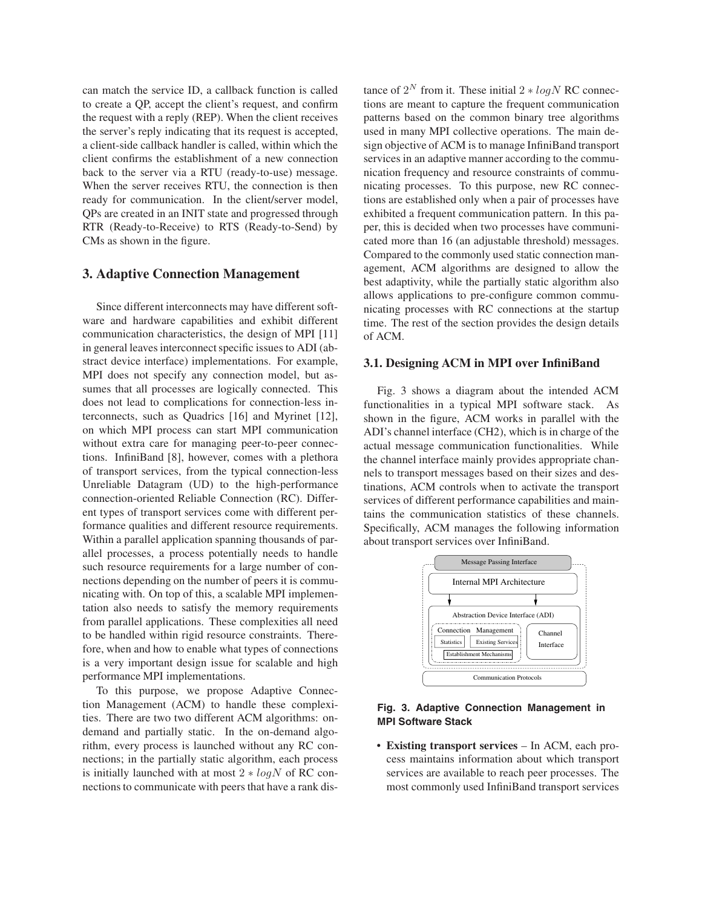can match the service ID, a callback function is called to create a QP, accept the client's request, and confirm the request with a reply (REP). When the client receives the server's reply indicating that its request is accepted, a client-side callback handler is called, within which the client confirms the establishment of a new connection back to the server via a RTU (ready-to-use) message. When the server receives RTU, the connection is then ready for communication. In the client/server model, QPs are created in an INIT state and progressed through RTR (Ready-to-Receive) to RTS (Ready-to-Send) by CMs as shown in the figure.

## 3. Adaptive Connection Management

Since different interconnects may have different software and hardware capabilities and exhibit different communication characteristics, the design of MPI [11] in general leaves interconnect specific issues to ADI (abstract device interface) implementations. For example, MPI does not specify any connection model, but assumes that all processes are logically connected. This does not lead to complications for connection-less interconnects, such as Quadrics [16] and Myrinet [12], on which MPI process can start MPI communication without extra care for managing peer-to-peer connections. InfiniBand [8], however, comes with a plethora of transport services, from the typical connection-less Unreliable Datagram (UD) to the high-performance connection-oriented Reliable Connection (RC). Different types of transport services come with different performance qualities and different resource requirements. Within a parallel application spanning thousands of parallel processes, a process potentially needs to handle such resource requirements for a large number of connections depending on the number of peers it is communicating with. On top of this, a scalable MPI implementation also needs to satisfy the memory requirements from parallel applications. These complexities all need to be handled within rigid resource constraints. Therefore, when and how to enable what types of connections is a very important design issue for scalable and high performance MPI implementations.

To this purpose, we propose Adaptive Connection Management (ACM) to handle these complexities. There are two two different ACM algorithms: on-demand and partially static. In the on-demand algorithm, every process is launched without any RC connections; in the partially static algorithm, each process is initially launched with at most $2 * logN$ of RC connections to communicate with peers that have a rank distance of $2^N$ from it. These initial $2 * logN$ RC connections are meant to capture the frequent communication patterns based on the common binary tree algorithms used in many MPI collective operations. The main design objective of ACM is to manage InfiniBand transport services in an adaptive manner according to the communication frequency and resource constraints of communicating processes. To this purpose, new RC connections are established only when a pair of processes have exhibited a frequent communication pattern. In this paper, this is decided when two processes have communicated more than 16 (an adjustable threshold) messages. Compared to the commonly used static connection management, ACM algorithms are designed to allow the best adaptivity, while the partially static algorithm also allows applications to pre-configure common communicating processes with RC connections at the startup time. The rest of the section provides the design details of ACM.

### 3.1. Designing ACM in MPI over InfiniBand

Fig. 3 shows a diagram about the intended ACM functionalities in a typical MPI software stack. As shown in the figure, ACM works in parallel with the ADI's channel interface (CH2), which is in charge of the actual message communication functionalities. While the channel interface mainly provides appropriate channels to transport messages based on their sizes and destinations, ACM controls when to activate the transport services of different performance capabilities and maintains the communication statistics of these channels. Specifically, ACM manages the following information about transport services over InfiniBand.

Message Passing Interface

Internal MPI Architecture

Abstraction Device Interface (ADI)

Connection Management | Statistics | Existing Services | Establishment Mechanisms

Channel Interface

Communication Protocols

**Fig. 3. Adaptive Connection Management in MPI Software Stack**

- **Existing transport services** – In ACM, each process maintains information about which transport services are available to reach peer processes. The most commonly used InfiniBand transport services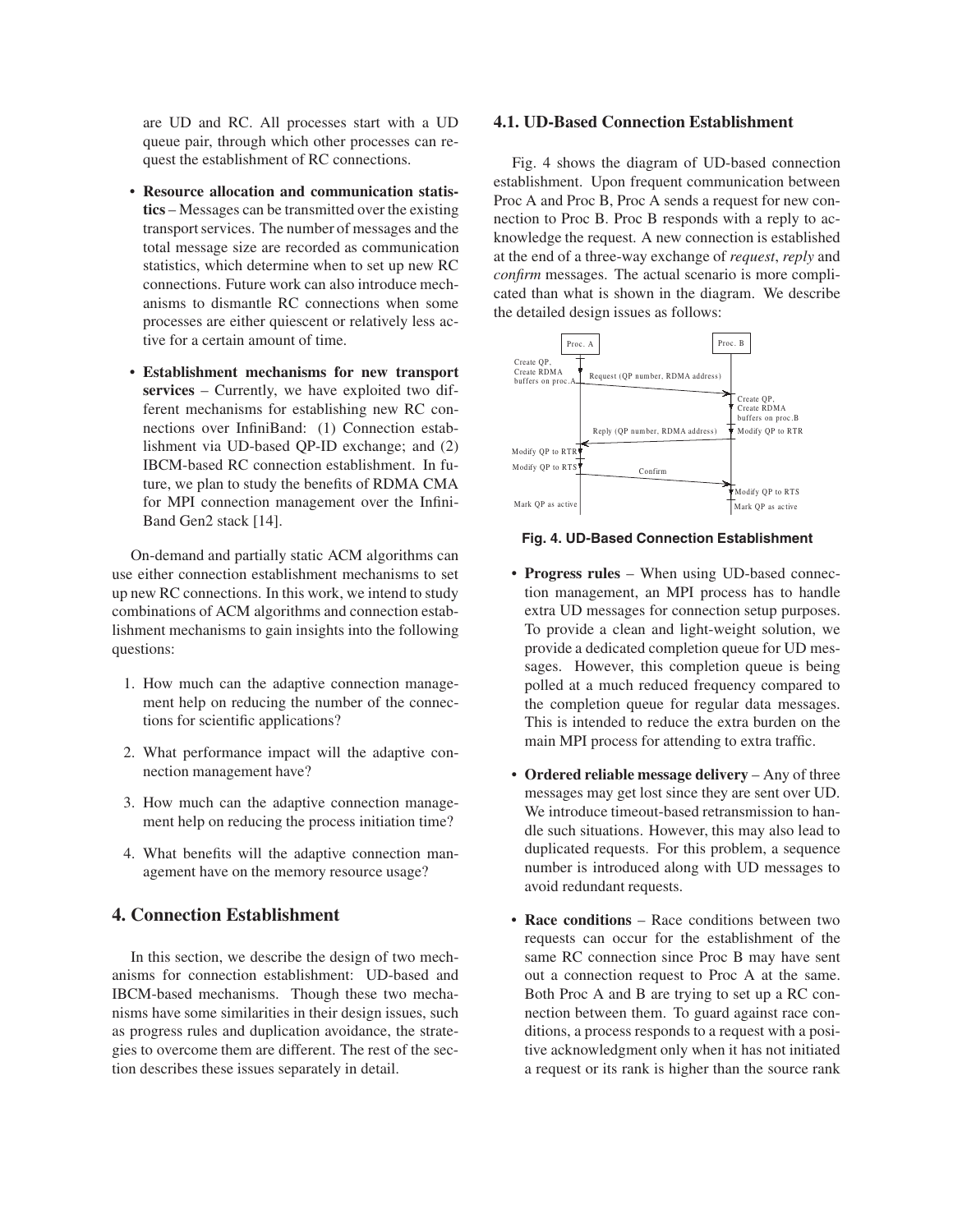are UD and RC. All processes start with a UD queue pair, through which other processes can request the establishment of RC connections.

- **Resource allocation and communication statistics** – Messages can be transmitted over the existing transport services. The number of messages and the total message size are recorded as communication statistics, which determine when to set up new RC connections. Future work can also introduce mechanisms to dismantle RC connections when some processes are either quiescent or relatively less active for a certain amount of time.
- **Establishment mechanisms for new transport services** – Currently, we have exploited two different mechanisms for establishing new RC connections over InfiniBand: (1) Connection establishment via UD-based QP-ID exchange; and (2) IBCM-based RC connection establishment. In future, we plan to study the benefits of RDMA CMA for MPI connection management over the InfiniBand Gen2 stack [14].

On-demand and partially static ACM algorithms can use either connection establishment mechanisms to set up new RC connections. In this work, we intend to study combinations of ACM algorithms and connection establishment mechanisms to gain insights into the following questions:

1. How much can the adaptive connection management help on reducing the number of the connections for scientific applications?
2. What performance impact will the adaptive connection management have?
3. How much can the adaptive connection management help on reducing the process initiation time?
4. What benefits will the adaptive connection management have on the memory resource usage?

## 4. Connection Establishment

In this section, we describe the design of two mechanisms for connection establishment: UD-based and IBCM-based mechanisms. Though these two mechanisms have some similarities in their design issues, such as progress rules and duplication avoidance, the strategies to overcome them are different. The rest of the section describes these issues separately in detail.

### 4.1. UD-Based Connection Establishment

Fig. 4 shows the diagram of UD-based connection establishment. Upon frequent communication between Proc A and Proc B, Proc A sends a request for new connection to Proc B. Proc B responds with a reply to acknowledge the request. A new connection is established at the end of a three-way exchange of *request*, *reply* and *confirm* messages. The actual scenario is more complicated than what is shown in the diagram. We describe the detailed design issues as follows:

**Fig. 4. UD-Based Connection Establishment**

- **Progress rules** – When using UD-based connection management, an MPI process has to handle extra UD messages for connection setup purposes. To provide a clean and light-weight solution, we provide a dedicated completion queue for UD messages. However, this completion queue is being polled at a much reduced frequency compared to the completion queue for regular data messages. This is intended to reduce the extra burden on the main MPI process for attending to extra traffic.
- **Ordered reliable message delivery** – Any of three messages may get lost since they are sent over UD. We introduce timeout-based retransmission to handle such situations. However, this may also lead to duplicated requests. For this problem, a sequence number is introduced along with UD messages to avoid redundant requests.
- **Race conditions** – Race conditions between two requests can occur for the establishment of the same RC connection since Proc B may have sent out a connection request to Proc A at the same. Both Proc A and B are trying to set up a RC connection between them. To guard against race conditions, a process responds to a request with a positive acknowledgment only when it has not initiated a request or its rank is higher than the source rank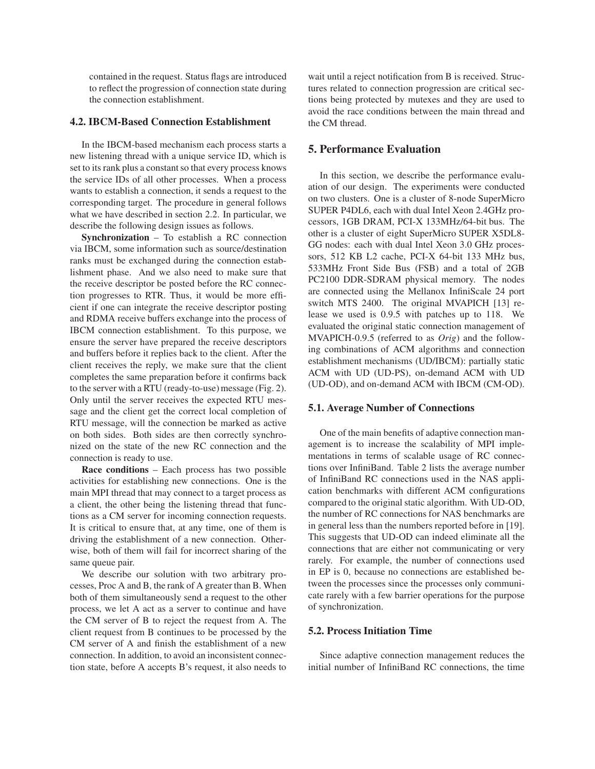contained in the request. Status flags are introduced to reflect the progression of connection state during the connection establishment.

### 4.2. IBCM-Based Connection Establishment

In the IBCM-based mechanism each process starts a new listening thread with a unique service ID, which is set to its rank plus a constant so that every process knows the service IDs of all other processes. When a process wants to establish a connection, it sends a request to the corresponding target. The procedure in general follows what we have described in section 2.2. In particular, we describe the following design issues as follows.

**Synchronization** – To establish a RC connection via IBCM, some information such as source/destination ranks must be exchanged during the connection establishment phase. And we also need to make sure that the receive descriptor be posted before the RC connection progresses to RTR. Thus, it would be more efficient if one can integrate the receive descriptor posting and RDMA receive buffers exchange into the process of IBCM connection establishment. To this purpose, we ensure the server have prepared the receive descriptors and buffers before it replies back to the client. After the client receives the reply, we make sure that the client completes the same preparation before it confirms back to the server with a RTU (ready-to-use) message (Fig. 2). Only until the server receives the expected RTU message and the client get the correct local completion of RTU message, will the connection be marked as active on both sides. Both sides are then correctly synchronized on the state of the new RC connection and the connection is ready to use.

**Race conditions** – Each process has two possible activities for establishing new connections. One is the main MPI thread that may connect to a target process as a client, the other being the listening thread that functions as a CM server for incoming connection requests. It is critical to ensure that, at any time, one of them is driving the establishment of a new connection. Otherwise, both of them will fail for incorrect sharing of the same queue pair.

We describe our solution with two arbitrary processes, Proc A and B, the rank of A greater than B. When both of them simultaneously send a request to the other process, we let A act as a server to continue and have the CM server of B to reject the request from A. The client request from B continues to be processed by the CM server of A and finish the establishment of a new connection. In addition, to avoid an inconsistent connection state, before A accepts B's request, it also needs to wait until a reject notification from B is received. Structures related to connection progression are critical sections being protected by mutexes and they are used to avoid the race conditions between the main thread and the CM thread.

## 5. Performance Evaluation

In this section, we describe the performance evaluation of our design. The experiments were conducted on two clusters. One is a cluster of 8-node SuperMicro SUPER P4DL6, each with dual Intel Xeon 2.4GHz processors, 1GB DRAM, PCI-X 133MHz/64-bit bus. The other is a cluster of eight SuperMicro SUPER X5DL8-GG nodes: each with dual Intel Xeon 3.0 GHz processors, 512 KB L2 cache, PCI-X 64-bit 133 MHz bus, 533MHz Front Side Bus (FSB) and a total of 2GB PC2100 DDR-SDRAM physical memory. The nodes are connected using the Mellanox InfiniScale 24 port switch MTS 2400. The original MVAPICH [13] release we used is 0.9.5 with patches up to 118. We evaluated the original static connection management of MVAPICH-0.9.5 (referred to as *Orig*) and the following combinations of ACM algorithms and connection establishment mechanisms (UD/IBCM): partially static ACM with UD (UD-PS), on-demand ACM with UD (UD-OD), and on-demand ACM with IBCM (CM-OD).

### 5.1. Average Number of Connections

One of the main benefits of adaptive connection management is to increase the scalability of MPI implementations in terms of scalable usage of RC connections over InfiniBand. Table 2 lists the average number of InfiniBand RC connections used in the NAS application benchmarks with different ACM configurations compared to the original static algorithm. With UD-OD, the number of RC connections for NAS benchmarks are in general less than the numbers reported before in [19]. This suggests that UD-OD can indeed eliminate all the connections that are either not communicating or very rarely. For example, the number of connections used in EP is 0, because no connections are established between the processes since the processes only communicate rarely with a few barrier operations for the purpose of synchronization.

### 5.2. Process Initiation Time

Since adaptive connection management reduces the initial number of InfiniBand RC connections, the time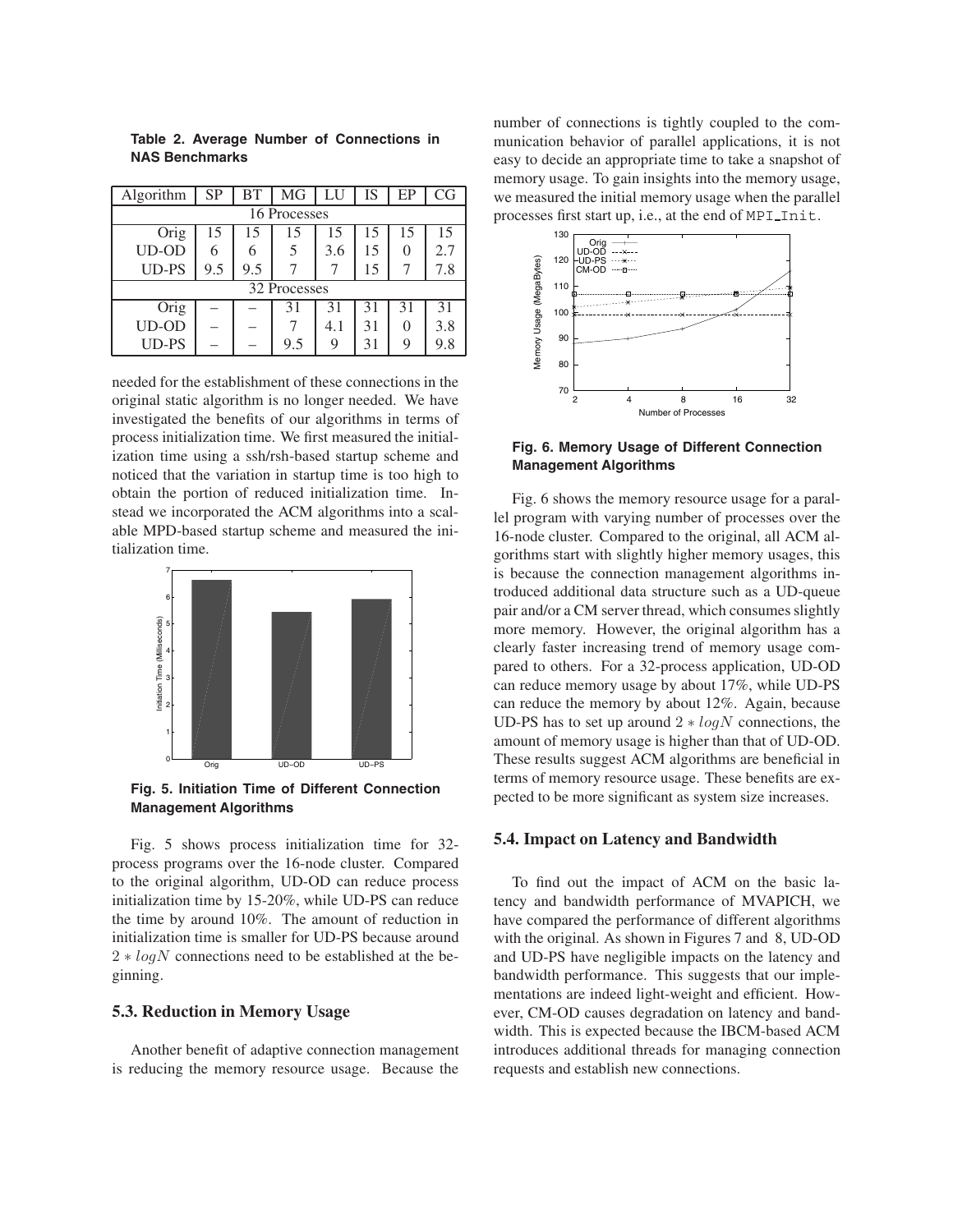**Table 2. Average Number of Connections in NAS Benchmarks**

| Algorithm | SP | BT | MG | LU | IS | EP | CG |
|---|---|---|---|---|---|---|---|
| 16 Processes | | | | | | | |
| Orig | 15 | 15 | 15 | 15 | 15 | 15 | 15 |
| UD-OD | 6 | 6 | 5 | 3.6 | 15 | 0 | 2.7 |
| UD-PS | 9.5 | 9.5 | 7 | 7 | 15 | 7 | 7.8 |
| 32 Processes | | | | | | | |
| Orig | – | – | 31 | 31 | 31 | 31 | 31 |
| UD-OD | – | – | 7 | 4.1 | 31 | 0 | 3.8 |
| UD-PS | – | – | 9.5 | 9 | 31 | 9 | 9.8 |

needed for the establishment of these connections in the original static algorithm is no longer needed. We have investigated the benefits of our algorithms in terms of process initialization time. We first measured the initialization time using a ssh/rsh-based startup scheme and noticed that the variation in startup time is too high to obtain the portion of reduced initialization time. Instead we incorporated the ACM algorithms into a scalable MPD-based startup scheme and measured the initialization time.

**Fig. 5. Initiation Time of Different Connection Management Algorithms**

Fig. 5 shows process initialization time for 32-process programs over the 16-node cluster. Compared to the original algorithm, UD-OD can reduce process initialization time by 15-20%, while UD-PS can reduce the time by around 10%. The amount of reduction in initialization time is smaller for UD-PS because around $2 * logN$ connections need to be established at the beginning.

### 5.3. Reduction in Memory Usage

Another benefit of adaptive connection management is reducing the memory resource usage. Because the number of connections is tightly coupled to the communication behavior of parallel applications, it is not easy to decide an appropriate time to take a snapshot of memory usage. To gain insights into the memory usage, we measured the initial memory usage when the parallel processes first start up, i.e., at the end of MPI_Init.

**Fig. 6. Memory Usage of Different Connection Management Algorithms**

Fig. 6 shows the memory resource usage for a parallel program with varying number of processes over the 16-node cluster. Compared to the original, all ACM algorithms start with slightly higher memory usages, this is because the connection management algorithms introduced additional data structure such as a UD-queue pair and/or a CM server thread, which consumes slightly more memory. However, the original algorithm has a clearly faster increasing trend of memory usage compared to others. For a 32-process application, UD-OD can reduce memory usage by about 17%, while UD-PS can reduce the memory by about 12%. Again, because UD-PS has to set up around $2 * logN$ connections, the amount of memory usage is higher than that of UD-OD. These results suggest ACM algorithms are beneficial in terms of memory resource usage. These benefits are expected to be more significant as system size increases.

### 5.4. Impact on Latency and Bandwidth

To find out the impact of ACM on the basic latency and bandwidth performance of MVAPICH, we have compared the performance of different algorithms with the original. As shown in Figures 7 and 8, UD-OD and UD-PS have negligible impacts on the latency and bandwidth performance. This suggests that our implementations are indeed light-weight and efficient. However, CM-OD causes degradation on latency and bandwidth. This is expected because the IBCM-based ACM introduces additional threads for managing connection requests and establish new connections.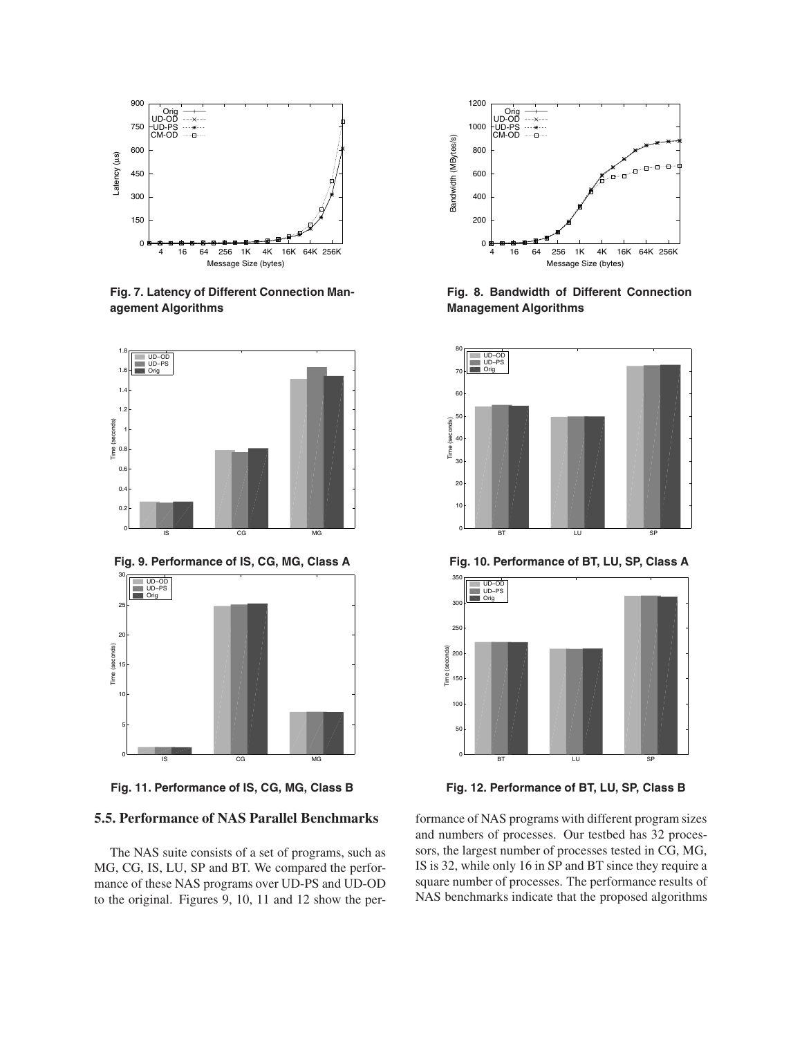**Fig. 7. Latency of Different Connection Management Algorithms**

**Fig. 8. Bandwidth of Different Connection Management Algorithms**

**Fig. 9. Performance of IS, CG, MG, Class A**

**Fig. 10. Performance of BT, LU, SP, Class A**

**Fig. 11. Performance of IS, CG, MG, Class B**

**Fig. 12. Performance of BT, LU, SP, Class B**

### 5.5. Performance of NAS Parallel Benchmarks

The NAS suite consists of a set of programs, such as MG, CG, IS, LU, SP and BT. We compared the performance of these NAS programs over UD-PS and UD-OD to the original. Figures 9, 10, 11 and 12 show the performance of NAS programs with different program sizes and numbers of processes. Our testbed has 32 processors, the largest number of processes tested in CG, MG, IS is 32, while only 16 in SP and BT since they require a square number of processes. The performance results of NAS benchmarks indicate that the proposed algorithms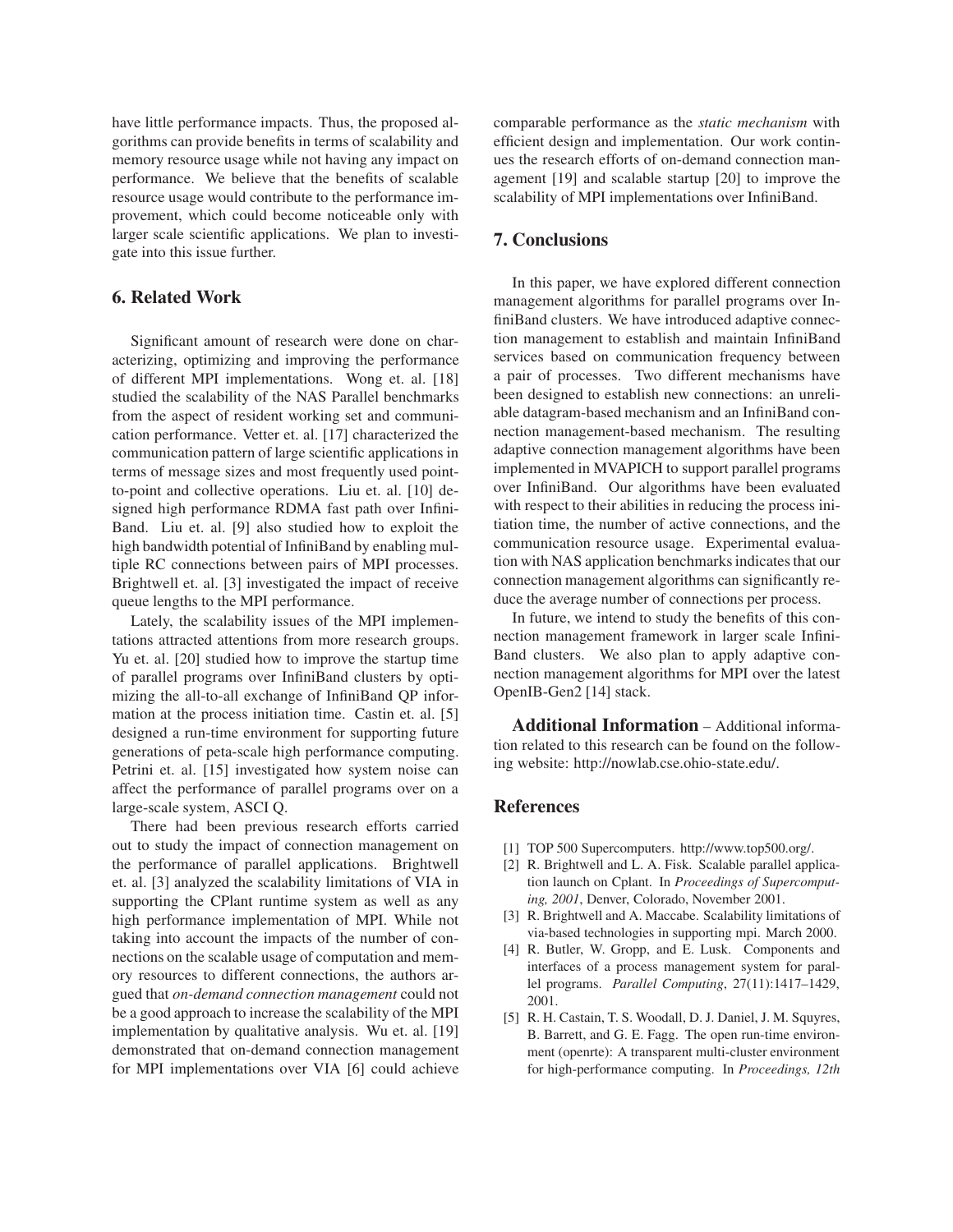have little performance impacts. Thus, the proposed algorithms can provide benefits in terms of scalability and memory resource usage while not having any impact on performance. We believe that the benefits of scalable resource usage would contribute to the performance improvement, which could become noticeable only with larger scale scientific applications. We plan to investigate into this issue further.

## 6. Related Work

Significant amount of research were done on characterizing, optimizing and improving the performance of different MPI implementations. Wong et. al. [18] studied the scalability of the NAS Parallel benchmarks from the aspect of resident working set and communication performance. Vetter et. al. [17] characterized the communication pattern of large scientific applications in terms of message sizes and most frequently used point-to-point and collective operations. Liu et. al. [10] designed high performance RDMA fast path over InfiniBand. Liu et. al. [9] also studied how to exploit the high bandwidth potential of InfiniBand by enabling multiple RC connections between pairs of MPI processes. Brightwell et. al. [3] investigated the impact of receive queue lengths to the MPI performance.

Lately, the scalability issues of the MPI implementations attracted attentions from more research groups. Yu et. al. [20] studied how to improve the startup time of parallel programs over InfiniBand clusters by optimizing the all-to-all exchange of InfiniBand QP information at the process initiation time. Castin et. al. [5] designed a run-time environment for supporting future generations of peta-scale high performance computing. Petrini et. al. [15] investigated how system noise can affect the performance of parallel programs over on a large-scale system, ASCI Q.

There had been previous research efforts carried out to study the impact of connection management on the performance of parallel applications. Brightwell et. al. [3] analyzed the scalability limitations of VIA in supporting the CPlant runtime system as well as any high performance implementation of MPI. While not taking into account the impacts of the number of connections on the scalable usage of computation and memory resources to different connections, the authors argued that *on-demand connection management* could not be a good approach to increase the scalability of the MPI implementation by qualitative analysis. Wu et. al. [19] demonstrated that on-demand connection management for MPI implementations over VIA [6] could achieve comparable performance as the *static mechanism* with efficient design and implementation. Our work continues the research efforts of on-demand connection management [19] and scalable startup [20] to improve the scalability of MPI implementations over InfiniBand.

## 7. Conclusions

In this paper, we have explored different connection management algorithms for parallel programs over InfiniBand clusters. We have introduced adaptive connection management to establish and maintain InfiniBand services based on communication frequency between a pair of processes. Two different mechanisms have been designed to establish new connections: an unreliable datagram-based mechanism and an InfiniBand connection management-based mechanism. The resulting adaptive connection management algorithms have been implemented in MVAPICH to support parallel programs over InfiniBand. Our algorithms have been evaluated with respect to their abilities in reducing the process initiation time, the number of active connections, and the communication resource usage. Experimental evaluation with NAS application benchmarks indicates that our connection management algorithms can significantly reduce the average number of connections per process.

In future, we intend to study the benefits of this connection management framework in larger scale InfiniBand clusters. We also plan to apply adaptive connection management algorithms for MPI over the latest OpenIB-Gen2 [14] stack.

**Additional Information** – Additional information related to this research can be found on the following website: http://nowlab.cse.ohio-state.edu/.

## References

[1] TOP 500 Supercomputers. http://www.top500.org/.

[2] R. Brightwell and L. A. Fisk. Scalable parallel application launch on Cplant. In *Proceedings of Supercomputing, 2001*, Denver, Colorado, November 2001.

[3] R. Brightwell and A. Maccabe. Scalability limitations of via-based technologies in supporting mpi. March 2000.

[4] R. Butler, W. Gropp, and E. Lusk. Components and interfaces of a process management system for parallel programs. *Parallel Computing*, 27(11):1417–1429, 2001.

[5] R. H. Castain, T. S. Woodall, D. J. Daniel, J. M. Squyres, B. Barrett, and G. E. Fagg. The open run-time environment (openrte): A transparent multi-cluster environment for high-performance computing. In *Proceedings, 12th*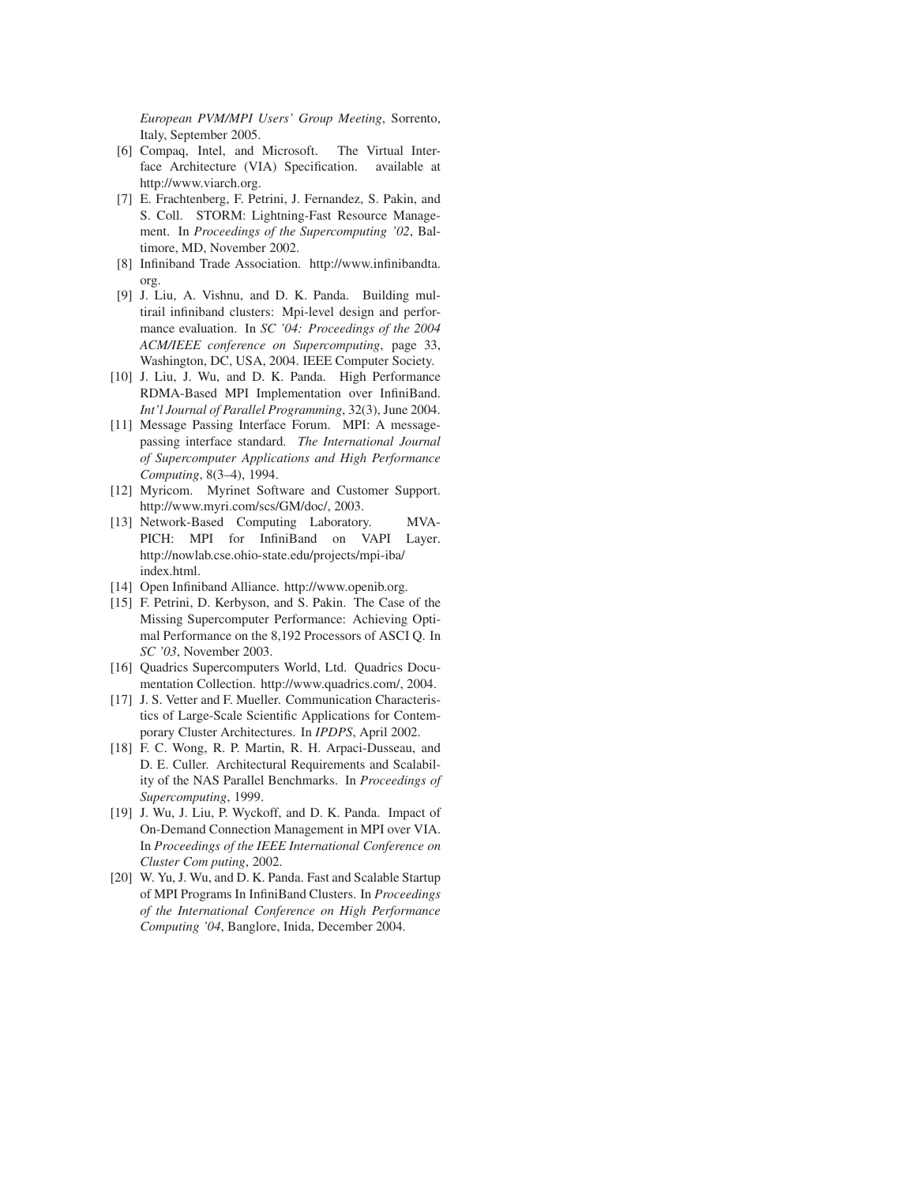*European PVM/MPI Users' Group Meeting*, Sorrento, Italy, September 2005.

[6] Compaq, Intel, and Microsoft. The Virtual Interface Architecture (VIA) Specification. available at http://www.viarch.org.

[7] E. Frachtenberg, F. Petrini, J. Fernandez, S. Pakin, and S. Coll. STORM: Lightning-Fast Resource Management. In *Proceedings of the Supercomputing '02*, Baltimore, MD, November 2002.

[8] Infiniband Trade Association. http://www.infinibandta.org.

[9] J. Liu, A. Vishnu, and D. K. Panda. Building multirail infiniband clusters: Mpi-level design and performance evaluation. In *SC '04: Proceedings of the 2004 ACM/IEEE conference on Supercomputing*, page 33, Washington, DC, USA, 2004. IEEE Computer Society.

[10] J. Liu, J. Wu, and D. K. Panda. High Performance RDMA-Based MPI Implementation over InfiniBand. *Int'l Journal of Parallel Programming*, 32(3), June 2004.

[11] Message Passing Interface Forum. MPI: A message-passing interface standard. *The International Journal of Supercomputer Applications and High Performance Computing*, 8(3–4), 1994.

[12] Myricom. Myrinet Software and Customer Support. http://www.myri.com/scs/GM/doc/, 2003.

[13] Network-Based Computing Laboratory. MVAPICH: MPI for InfiniBand on VAPI Layer. http://nowlab.cse.ohio-state.edu/projects/mpi-iba/index.html.

[14] Open Infiniband Alliance. http://www.openib.org.

[15] F. Petrini, D. Kerbyson, and S. Pakin. The Case of the Missing Supercomputer Performance: Achieving Optimal Performance on the 8,192 Processors of ASCI Q. In *SC '03*, November 2003.

[16] Quadrics Supercomputers World, Ltd. Quadrics Documentation Collection. http://www.quadrics.com/, 2004.

[17] J. S. Vetter and F. Mueller. Communication Characteristics of Large-Scale Scientific Applications for Contemporary Cluster Architectures. In *IPDPS*, April 2002.

[18] F. C. Wong, R. P. Martin, R. H. Arpaci-Dusseau, and D. E. Culler. Architectural Requirements and Scalability of the NAS Parallel Benchmarks. In *Proceedings of Supercomputing*, 1999.

[19] J. Wu, J. Liu, P. Wyckoff, and D. K. Panda. Impact of On-Demand Connection Management in MPI over VIA. In *Proceedings of the IEEE International Conference on Cluster Com puting*, 2002.

[20] W. Yu, J. Wu, and D. K. Panda. Fast and Scalable Startup of MPI Programs In InfiniBand Clusters. In *Proceedings of the International Conference on High Performance Computing '04*, Banglore, Inida, December 2004.